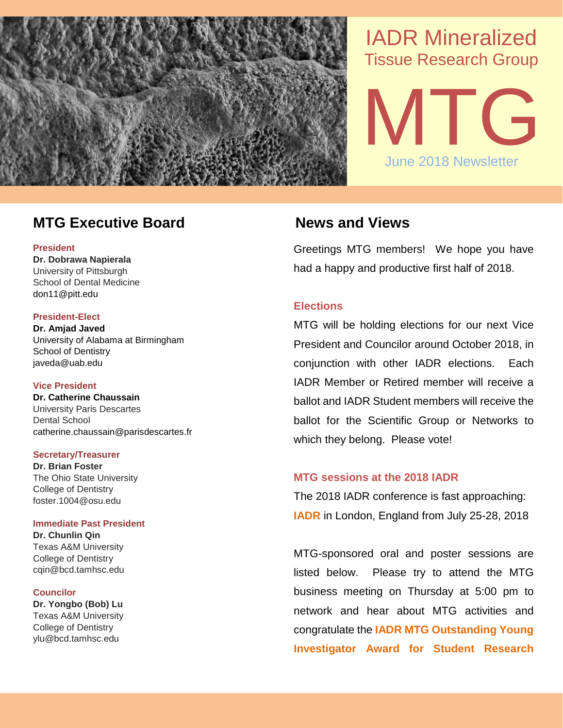# IADR Mineralized Tissue Research Group

# MTG

June 2018 Newsletter

## MTG Executive Board

**President**
**Dr. Dobrawa Napierala**
University of Pittsburgh
School of Dental Medicine
don11@pitt.edu

**President-Elect**
**Dr. Amjad Javed**
University of Alabama at Birmingham
School of Dentistry
javeda@uab.edu

**Vice President**
**Dr. Catherine Chaussain**
University Paris Descartes
Dental School
catherine.chaussain@parisdescartes.fr

**Secretary/Treasurer**
**Dr. Brian Foster**
The Ohio State University
College of Dentistry
foster.1004@osu.edu

**Immediate Past President**
**Dr. Chunlin Qin**
Texas A&M University
College of Dentistry
cqin@bcd.tamhsc.edu

**Councilor**
**Dr. Yongbo (Bob) Lu**
Texas A&M University
College of Dentistry
ylu@bcd.tamhsc.edu

## News and Views

Greetings MTG members! We hope you have had a happy and productive first half of 2018.

### Elections

MTG will be holding elections for our next Vice President and Councilor around October 2018, in conjunction with other IADR elections. Each IADR Member or Retired member will receive a ballot and IADR Student members will receive the ballot for the Scientific Group or Networks to which they belong. Please vote!

### MTG sessions at the 2018 IADR

The 2018 IADR conference is fast approaching: **IADR** in London, England from July 25-28, 2018

MTG-sponsored oral and poster sessions are listed below. Please try to attend the MTG business meeting on Thursday at 5:00 pm to network and hear about MTG activities and congratulate the **IADR MTG Outstanding Young Investigator Award for Student Research**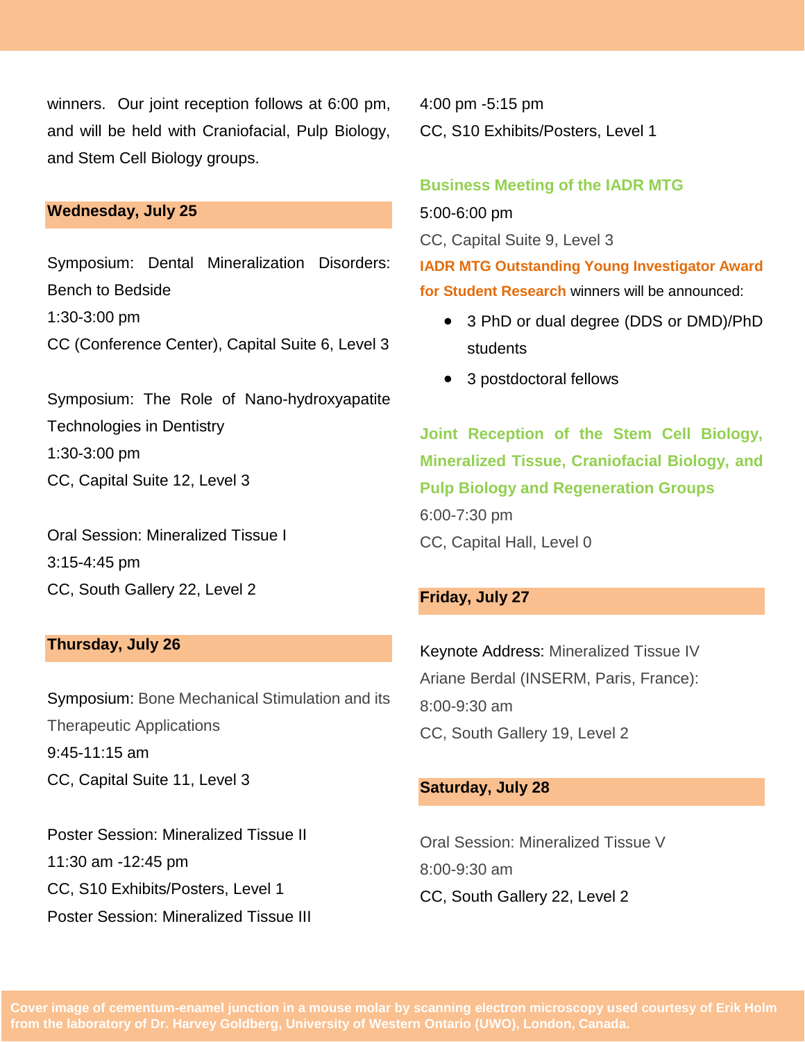winners. Our joint reception follows at 6:00 pm, and will be held with Craniofacial, Pulp Biology, and Stem Cell Biology groups.

## Wednesday, July 25

Symposium: Dental Mineralization Disorders: Bench to Bedside
1:30-3:00 pm
CC (Conference Center), Capital Suite 6, Level 3

Symposium: The Role of Nano-hydroxyapatite Technologies in Dentistry
1:30-3:00 pm
CC, Capital Suite 12, Level 3

Oral Session: Mineralized Tissue I
3:15-4:45 pm
CC, South Gallery 22, Level 2

## Thursday, July 26

Symposium: Bone Mechanical Stimulation and its Therapeutic Applications
9:45-11:15 am
CC, Capital Suite 11, Level 3

Poster Session: Mineralized Tissue II
11:30 am -12:45 pm
CC, S10 Exhibits/Posters, Level 1
Poster Session: Mineralized Tissue III
4:00 pm -5:15 pm
CC, S10 Exhibits/Posters, Level 1

**Business Meeting of the IADR MTG**
5:00-6:00 pm
CC, Capital Suite 9, Level 3
**IADR MTG Outstanding Young Investigator Award for Student Research** winners will be announced:

- 3 PhD or dual degree (DDS or DMD)/PhD students
- 3 postdoctoral fellows

**Joint Reception of the Stem Cell Biology, Mineralized Tissue, Craniofacial Biology, and Pulp Biology and Regeneration Groups**
6:00-7:30 pm
CC, Capital Hall, Level 0

## Friday, July 27

Keynote Address: Mineralized Tissue IV
Ariane Berdal (INSERM, Paris, France):
8:00-9:30 am
CC, South Gallery 19, Level 2

## Saturday, July 28

Oral Session: Mineralized Tissue V
8:00-9:30 am
CC, South Gallery 22, Level 2

**Cover image of cementum-enamel junction in a mouse molar by scanning electron microscopy used courtesy of Erik Holm from the laboratory of Dr. Harvey Goldberg, University of Western Ontario (UWO), London, Canada.**